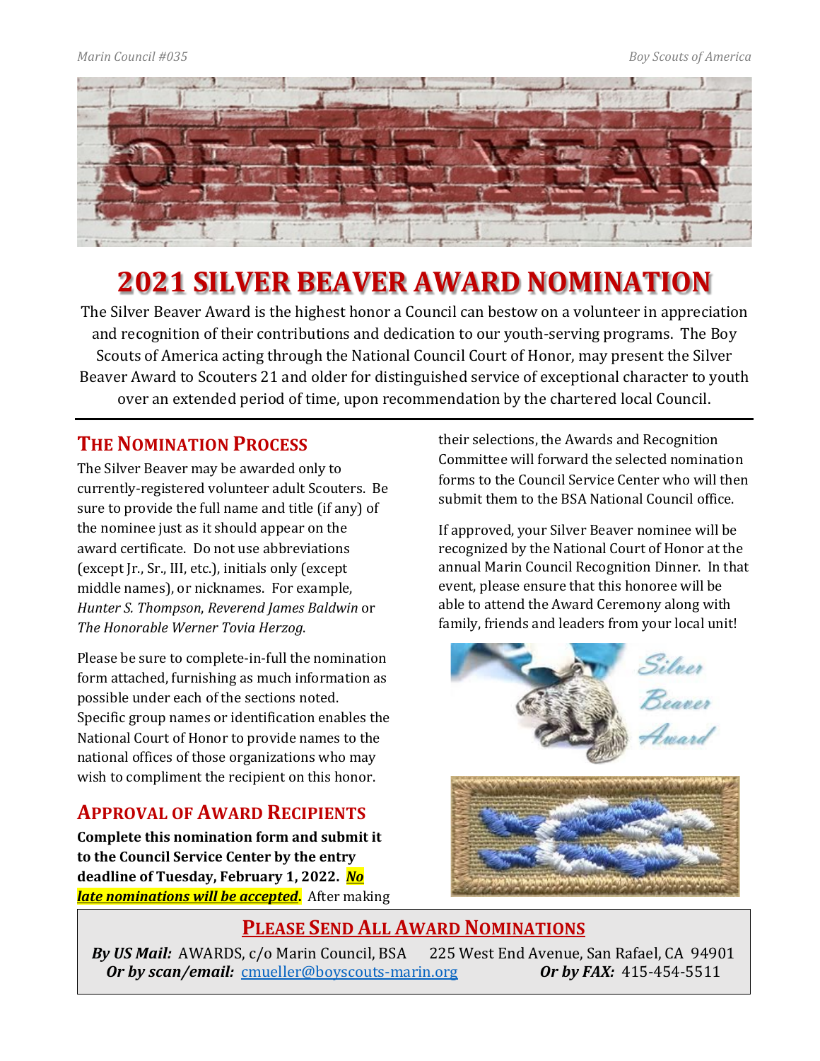# 2021 SILVER BEAVER AWARD NOMINATION

The Silver Beaver Award is the highest honor a Council can bestow on a volunteer in appreciation and recognition of their contributions and dedication to our youth-serving programs. The Boy Scouts of America acting through the National Council Court of Honor, may present the Silver Beaver Award to Scouters 21 and older for distinguished service of exceptional character to youth over an extended period of time, upon recommendation by the chartered local Council.

## THE NOMINATION PROCESS

The Silver Beaver may be awarded only to currently-registered volunteer adult Scouters. Be sure to provide the full name and title (if any) of the nominee just as it should appear on the award certificate. Do not use abbreviations (except Jr., Sr., III, etc.), initials only (except middle names), or nicknames. For example, *Hunter S. Thompson*, *Reverend James Baldwin* or *The Honorable Werner Tovia Herzog*.

Please be sure to complete-in-full the nomination form attached, furnishing as much information as possible under each of the sections noted. Specific group names or identification enables the National Court of Honor to provide names to the national offices of those organizations who may wish to compliment the recipient on this honor.

## APPROVAL OF AWARD RECIPIENTS

**Complete this nomination form and submit it to the Council Service Center by the entry deadline of Tuesday, February 1, 2022.** ***No late nominations will be accepted*.** After making their selections, the Awards and Recognition Committee will forward the selected nomination forms to the Council Service Center who will then submit them to the BSA National Council office.

If approved, your Silver Beaver nominee will be recognized by the National Court of Honor at the annual Marin Council Recognition Dinner. In that event, please ensure that this honoree will be able to attend the Award Ceremony along with family, friends and leaders from your local unit!

## PLEASE SEND ALL AWARD NOMINATIONS

***By US Mail:*** AWARDS, c/o Marin Council, BSA 225 West End Avenue, San Rafael, CA 94901
***Or by scan/email:*** cmueller@boyscouts-marin.org ***Or by FAX:*** 415-454-5511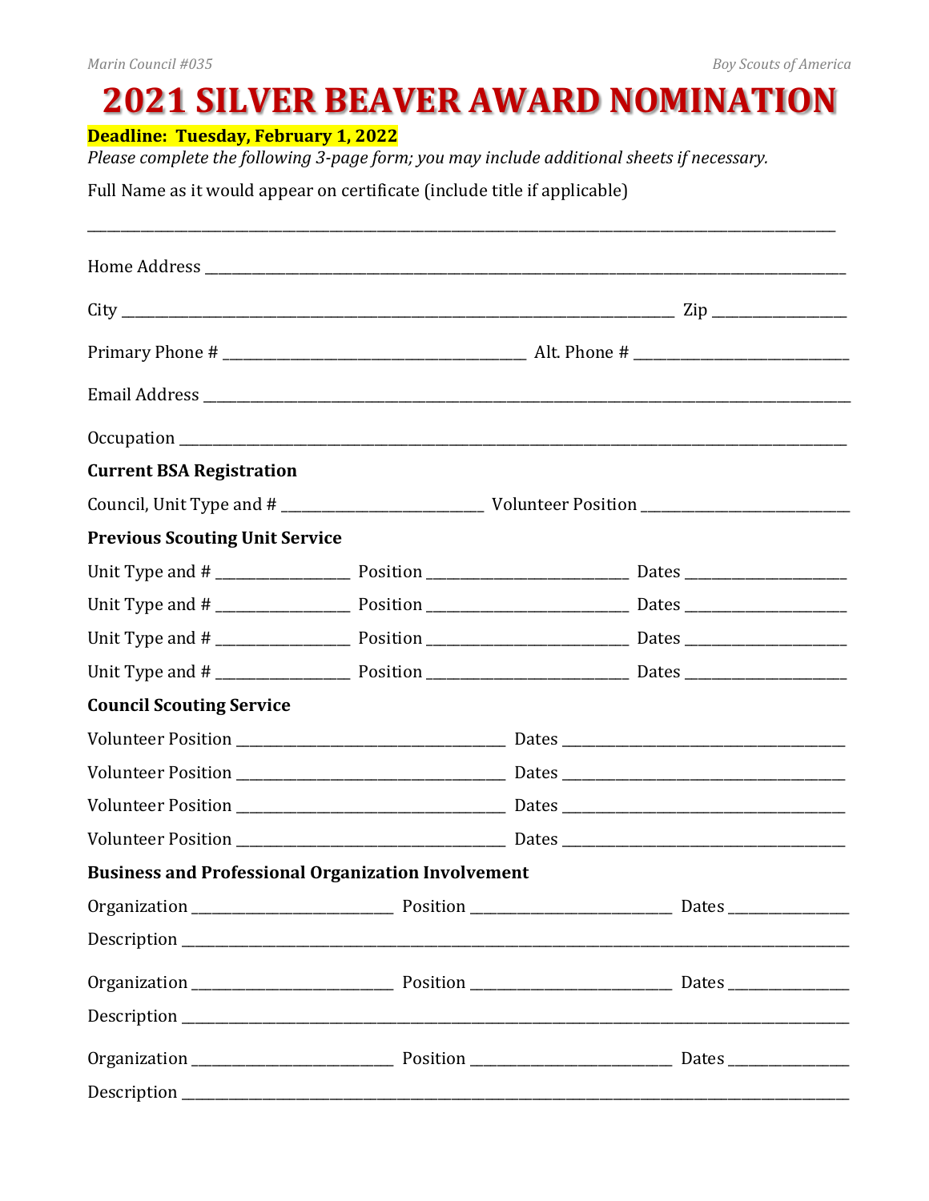# 2021 SILVER BEAVER AWARD NOMINATION

**Deadline: Tuesday, February 1, 2022**

*Please complete the following 3-page form; you may include additional sheets if necessary.*

Full Name as it would appear on certificate (include title if applicable)

_______________________________________________________________________________

Home Address _______________________________________________________________

City _________________________________________________________ Zip _____________

Primary Phone # _______________________________ Alt. Phone # _______________________

Email Address ________________________________________________________________

Occupation __________________________________________________________________

**Current BSA Registration**

Council, Unit Type and # ____________________ Volunteer Position _____________________

**Previous Scouting Unit Service**

Unit Type and # _____________ Position ____________________ Dates ________________

Unit Type and # _____________ Position ____________________ Dates ________________

Unit Type and # _____________ Position ____________________ Dates ________________

Unit Type and # _____________ Position ____________________ Dates ________________

**Council Scouting Service**

Volunteer Position ___________________________ Dates _____________________________

Volunteer Position ___________________________ Dates _____________________________

Volunteer Position ___________________________ Dates _____________________________

Volunteer Position ___________________________ Dates _____________________________

**Business and Professional Organization Involvement**

Organization ____________________ Position ____________________ Dates ____________

Description __________________________________________________________________

Organization ____________________ Position ____________________ Dates ____________

Description __________________________________________________________________

Organization ____________________ Position ____________________ Dates ____________

Description __________________________________________________________________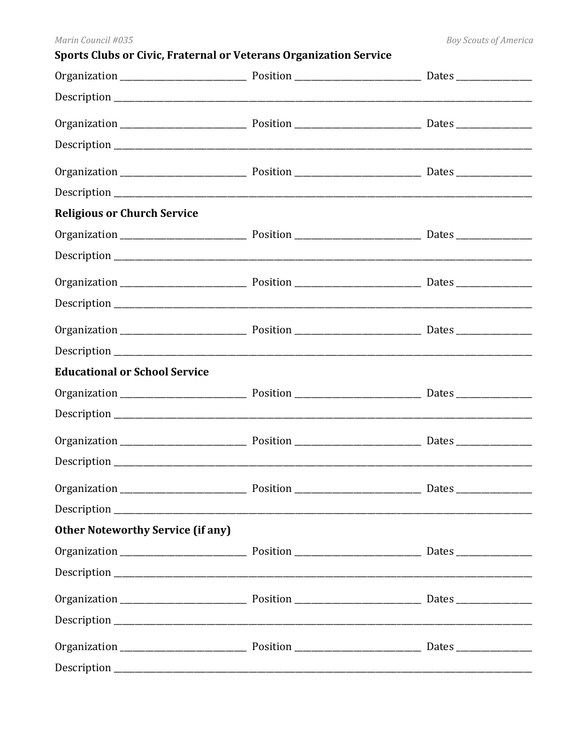**Sports Clubs or Civic, Fraternal or Veterans Organization Service**

Organization ___________________________ Position ___________________________ Dates ________________

Description ____________________________________________________________________________________________

Organization ___________________________ Position ___________________________ Dates ________________

Description ____________________________________________________________________________________________

Organization ___________________________ Position ___________________________ Dates ________________

Description ____________________________________________________________________________________________

**Religious or Church Service**

Organization ___________________________ Position ___________________________ Dates ________________

Description ____________________________________________________________________________________________

Organization ___________________________ Position ___________________________ Dates ________________

Description ____________________________________________________________________________________________

Organization ___________________________ Position ___________________________ Dates ________________

Description ____________________________________________________________________________________________

**Educational or School Service**

Organization ___________________________ Position ___________________________ Dates ________________

Description ____________________________________________________________________________________________

Organization ___________________________ Position ___________________________ Dates ________________

Description ____________________________________________________________________________________________

Organization ___________________________ Position ___________________________ Dates ________________

Description ____________________________________________________________________________________________

**Other Noteworthy Service (if any)**

Organization ___________________________ Position ___________________________ Dates ________________

Description ____________________________________________________________________________________________

Organization ___________________________ Position ___________________________ Dates ________________

Description ____________________________________________________________________________________________

Organization ___________________________ Position ___________________________ Dates ________________

Description ____________________________________________________________________________________________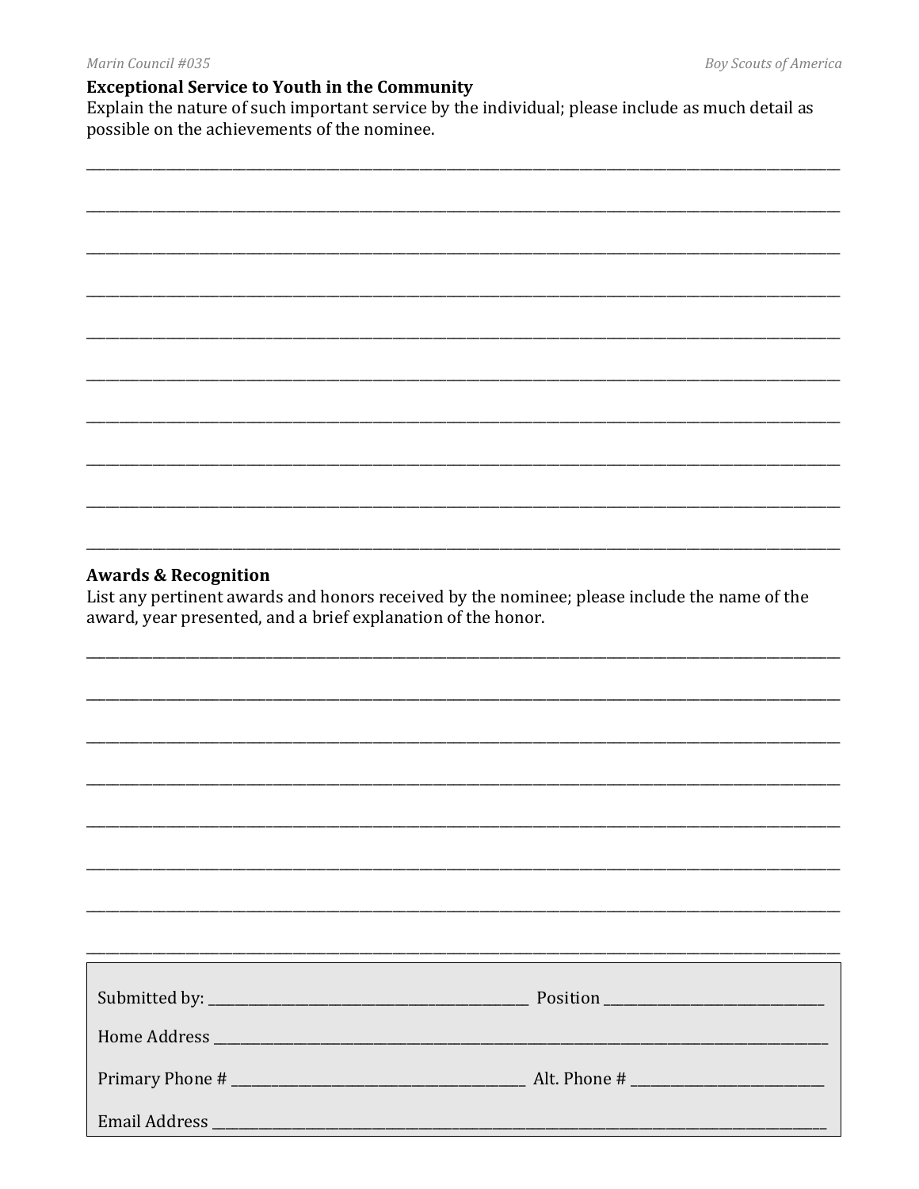**Exceptional Service to Youth in the Community**

Explain the nature of such important service by the individual; please include as much detail as possible on the achievements of the nominee.

______________________________________________________________________________

______________________________________________________________________________

______________________________________________________________________________

______________________________________________________________________________

______________________________________________________________________________

______________________________________________________________________________

______________________________________________________________________________

______________________________________________________________________________

______________________________________________________________________________

______________________________________________________________________________

**Awards & Recognition**

List any pertinent awards and honors received by the nominee; please include the name of the award, year presented, and a brief explanation of the honor.

______________________________________________________________________________

______________________________________________________________________________

______________________________________________________________________________

______________________________________________________________________________

______________________________________________________________________________

______________________________________________________________________________

______________________________________________________________________________

______________________________________________________________________________

Submitted by: ________________________________ Position ______________________

Home Address ______________________________________________________________

Primary Phone # ______________________________ Alt. Phone # ____________________

Email Address ______________________________________________________________